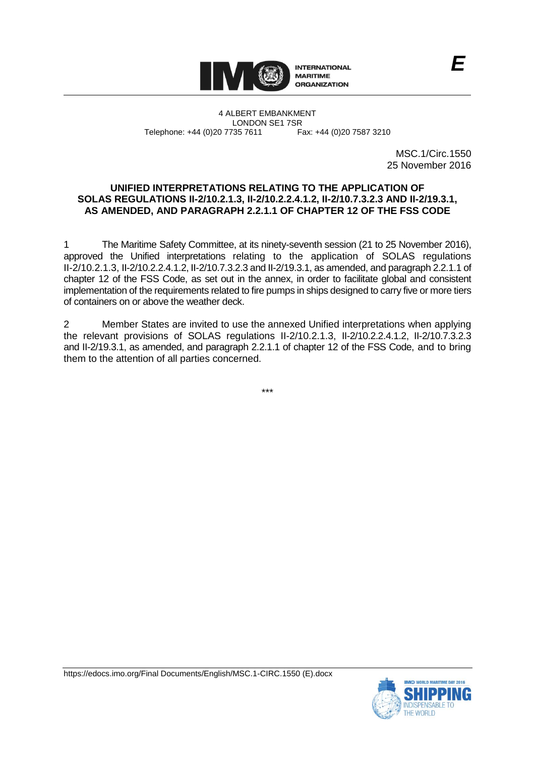INTERNATIONAL MARITIME ORGANIZATION

E

4 ALBERT EMBANKMENT
LONDON SE1 7SR
Telephone: +44 (0)20 7735 7611 Fax: +44 (0)20 7587 3210

MSC.1/Circ.1550
25 November 2016

**UNIFIED INTERPRETATIONS RELATING TO THE APPLICATION OF SOLAS REGULATIONS II-2/10.2.1.3, II-2/10.2.2.4.1.2, II-2/10.7.3.2.3 AND II-2/19.3.1, AS AMENDED, AND PARAGRAPH 2.2.1.1 OF CHAPTER 12 OF THE FSS CODE**

1 The Maritime Safety Committee, at its ninety-seventh session (21 to 25 November 2016), approved the Unified interpretations relating to the application of SOLAS regulations II-2/10.2.1.3, II-2/10.2.2.4.1.2, II-2/10.7.3.2.3 and II-2/19.3.1, as amended, and paragraph 2.2.1.1 of chapter 12 of the FSS Code, as set out in the annex, in order to facilitate global and consistent implementation of the requirements related to fire pumps in ships designed to carry five or more tiers of containers on or above the weather deck.

2 Member States are invited to use the annexed Unified interpretations when applying the relevant provisions of SOLAS regulations II-2/10.2.1.3, II-2/10.2.2.4.1.2, II-2/10.7.3.2.3 and II-2/19.3.1, as amended, and paragraph 2.2.1.1 of chapter 12 of the FSS Code, and to bring them to the attention of all parties concerned.

\*\*\*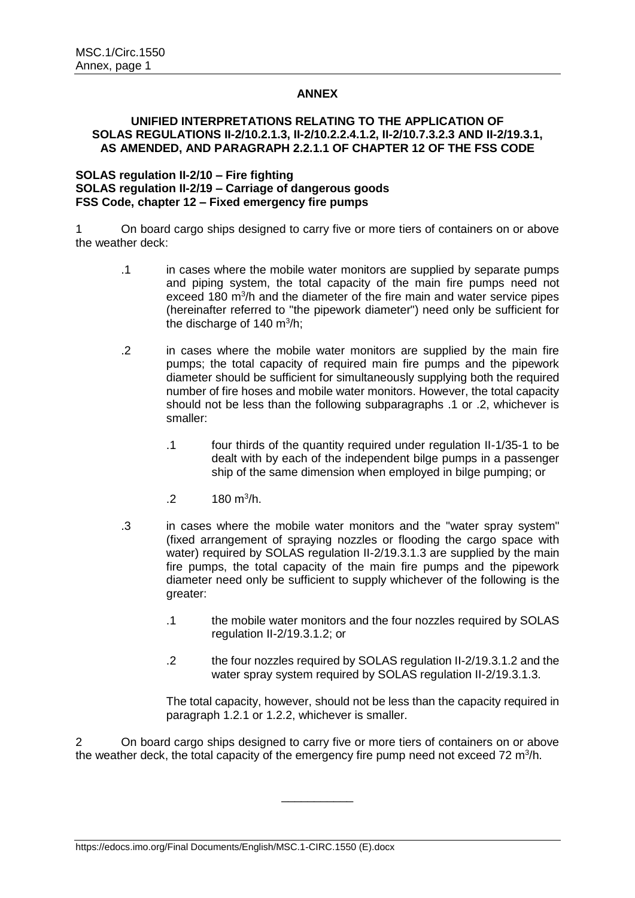## ANNEX

### UNIFIED INTERPRETATIONS RELATING TO THE APPLICATION OF SOLAS REGULATIONS II-2/10.2.1.3, II-2/10.2.2.4.1.2, II-2/10.7.3.2.3 AND II-2/19.3.1, AS AMENDED, AND PARAGRAPH 2.2.1.1 OF CHAPTER 12 OF THE FSS CODE

**SOLAS regulation II-2/10 – Fire fighting**
**SOLAS regulation II-2/19 – Carriage of dangerous goods**
**FSS Code, chapter 12 – Fixed emergency fire pumps**

1 On board cargo ships designed to carry five or more tiers of containers on or above the weather deck:

- .1 in cases where the mobile water monitors are supplied by separate pumps and piping system, the total capacity of the main fire pumps need not exceed 180 $m^3$/h and the diameter of the fire main and water service pipes (hereinafter referred to "the pipework diameter") need only be sufficient for the discharge of 140 $m^3$/h;

- .2 in cases where the mobile water monitors are supplied by the main fire pumps; the total capacity of required main fire pumps and the pipework diameter should be sufficient for simultaneously supplying both the required number of fire hoses and mobile water monitors. However, the total capacity should not be less than the following subparagraphs .1 or .2, whichever is smaller:

  - .1 four thirds of the quantity required under regulation II-1/35-1 to be dealt with by each of the independent bilge pumps in a passenger ship of the same dimension when employed in bilge pumping; or

  - .2 180 $m^3$/h.

- .3 in cases where the mobile water monitors and the "water spray system" (fixed arrangement of spraying nozzles or flooding the cargo space with water) required by SOLAS regulation II-2/19.3.1.3 are supplied by the main fire pumps, the total capacity of the main fire pumps and the pipework diameter need only be sufficient to supply whichever of the following is the greater:

  - .1 the mobile water monitors and the four nozzles required by SOLAS regulation II-2/19.3.1.2; or

  - .2 the four nozzles required by SOLAS regulation II-2/19.3.1.2 and the water spray system required by SOLAS regulation II-2/19.3.1.3.

  The total capacity, however, should not be less than the capacity required in paragraph 1.2.1 or 1.2.2, whichever is smaller.

2 On board cargo ships designed to carry five or more tiers of containers on or above the weather deck, the total capacity of the emergency fire pump need not exceed 72 $m^3$/h.

___________